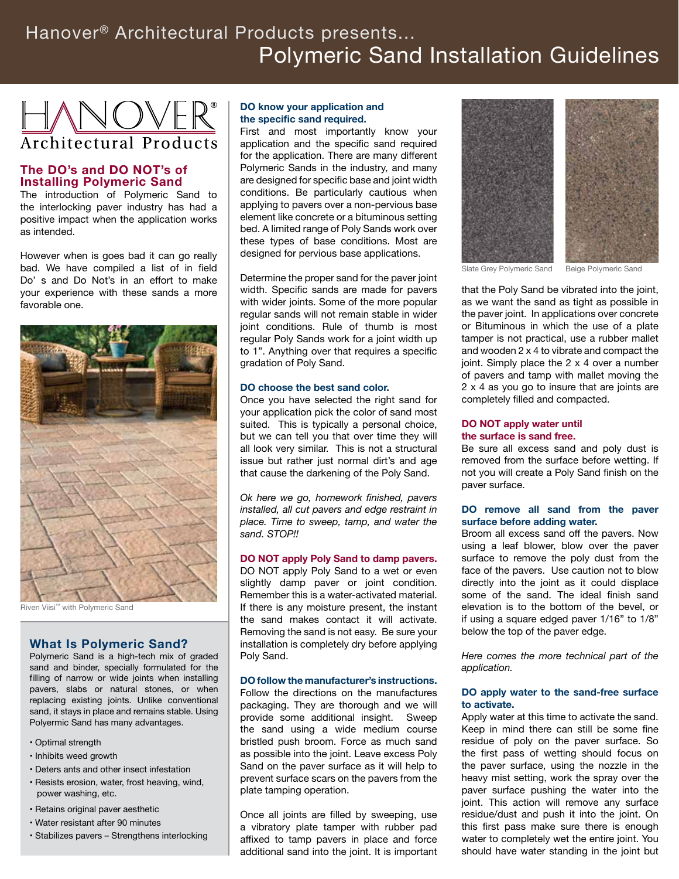# Hanover® Architectural Products presents...

# Polymeric Sand Installation Guidelines

## The DO's and DO NOT's of Installing Polymeric Sand

The introduction of Polymeric Sand to the interlocking paver industry has had a positive impact when the application works as intended.

However when is goes bad it can go really bad. We have compiled a list of in field Do' s and Do Not's in an effort to make your experience with these sands a more favorable one.

Riven Viisi™ with Polymeric Sand

## What Is Polymeric Sand?

Polymeric Sand is a high-tech mix of graded sand and binder, specially formulated for the filling of narrow or wide joints when installing pavers, slabs or natural stones, or when replacing existing joints. Unlike conventional sand, it stays in place and remains stable. Using Polyermic Sand has many advantages.

- Optimal strength
- Inhibits weed growth
- Deters ants and other insect infestation
- Resists erosion, water, frost heaving, wind, power washing, etc.
- Retains original paver aesthetic
- Water resistant after 90 minutes
- Stabilizes pavers – Strengthens interlocking

### DO know your application and the specific sand required.

First and most importantly know your application and the specific sand required for the application. There are many different Polymeric Sands in the industry, and many are designed for specific base and joint width conditions. Be particularly cautious when applying to pavers over a non-pervious base element like concrete or a bituminous setting bed. A limited range of Poly Sands work over these types of base conditions. Most are designed for pervious base applications.

Determine the proper sand for the paver joint width. Specific sands are made for pavers with wider joints. Some of the more popular regular sands will not remain stable in wider joint conditions. Rule of thumb is most regular Poly Sands work for a joint width up to 1". Anything over that requires a specific gradation of Poly Sand.

### DO choose the best sand color.

Once you have selected the right sand for your application pick the color of sand most suited. This is typically a personal choice, but we can tell you that over time they will all look very similar. This is not a structural issue but rather just normal dirt's and age that cause the darkening of the Poly Sand.

*Ok here we go, homework finished, pavers installed, all cut pavers and edge restraint in place. Time to sweep, tamp, and water the sand. STOP!!*

### DO NOT apply Poly Sand to damp pavers.

DO NOT apply Poly Sand to a wet or even slightly damp paver or joint condition. Remember this is a water-activated material. If there is any moisture present, the instant the sand makes contact it will activate. Removing the sand is not easy. Be sure your installation is completely dry before applying Poly Sand.

### DO follow the manufacturer's instructions.

Follow the directions on the manufactures packaging. They are thorough and we will provide some additional insight. Sweep the sand using a wide medium course bristled push broom. Force as much sand as possible into the joint. Leave excess Poly Sand on the paver surface as it will help to prevent surface scars on the pavers from the plate tamping operation.

Once all joints are filled by sweeping, use a vibratory plate tamper with rubber pad affixed to tamp pavers in place and force additional sand into the joint. It is important that the Poly Sand be vibrated into the joint, as we want the sand as tight as possible in the paver joint. In applications over concrete or Bituminous in which the use of a plate tamper is not practical, use a rubber mallet and wooden 2 x 4 to vibrate and compact the joint. Simply place the 2 x 4 over a number of pavers and tamp with mallet moving the 2 x 4 as you go to insure that are joints are completely filled and compacted.

Slate Grey Polymeric Sand

Beige Polymeric Sand

### DO NOT apply water until the surface is sand free.

Be sure all excess sand and poly dust is removed from the surface before wetting. If not you will create a Poly Sand finish on the paver surface.

### DO remove all sand from the paver surface before adding water.

Broom all excess sand off the pavers. Now using a leaf blower, blow over the paver surface to remove the poly dust from the face of the pavers. Use caution not to blow directly into the joint as it could displace some of the sand. The ideal finish sand elevation is to the bottom of the bevel, or if using a square edged paver 1/16" to 1/8" below the top of the paver edge.

*Here comes the more technical part of the application.*

### DO apply water to the sand-free surface to activate.

Apply water at this time to activate the sand. Keep in mind there can still be some fine residue of poly on the paver surface. So the first pass of wetting should focus on the paver surface, using the nozzle in the heavy mist setting, work the spray over the paver surface pushing the water into the joint. This action will remove any surface residue/dust and push it into the joint. On this first pass make sure there is enough water to completely wet the entire joint. You should have water standing in the joint but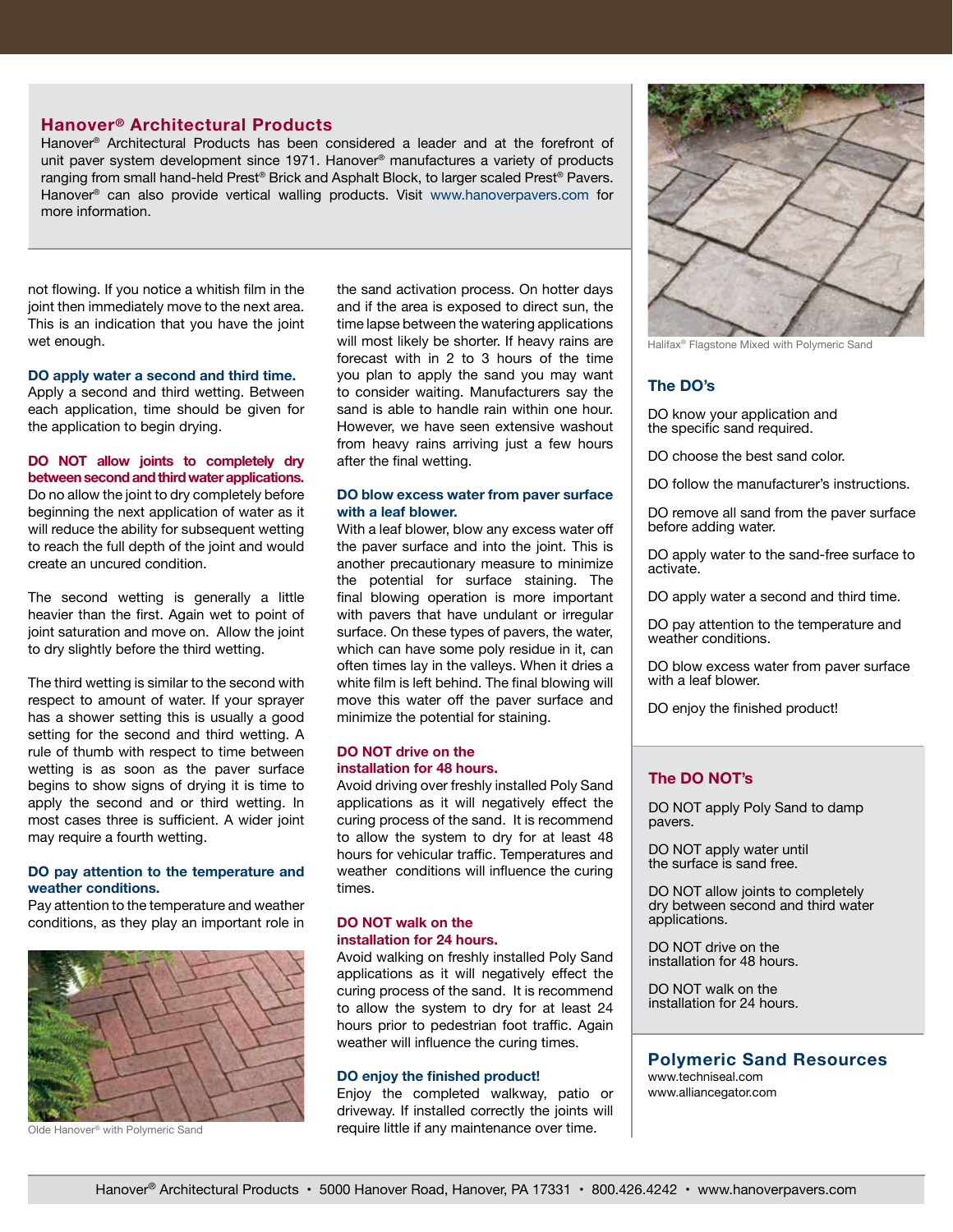## Hanover® Architectural Products

Hanover® Architectural Products has been considered a leader and at the forefront of unit paver system development since 1971. Hanover® manufactures a variety of products ranging from small hand-held Prest® Brick and Asphalt Block, to larger scaled Prest® Pavers. Hanover® can also provide vertical walling products. Visit www.hanoverpavers.com for more information.

not flowing. If you notice a whitish film in the joint then immediately move to the next area. This is an indication that you have the joint wet enough.

**DO apply water a second and third time.**
Apply a second and third wetting. Between each application, time should be given for the application to begin drying.

**DO NOT allow joints to completely dry between second and third water applications.**
Do no allow the joint to dry completely before beginning the next application of water as it will reduce the ability for subsequent wetting to reach the full depth of the joint and would create an uncured condition.

The second wetting is generally a little heavier than the first. Again wet to point of joint saturation and move on. Allow the joint to dry slightly before the third wetting.

The third wetting is similar to the second with respect to amount of water. If your sprayer has a shower setting this is usually a good setting for the second and third wetting. A rule of thumb with respect to time between wetting is as soon as the paver surface begins to show signs of drying it is time to apply the second and or third wetting. In most cases three is sufficient. A wider joint may require a fourth wetting.

**DO pay attention to the temperature and weather conditions.**
Pay attention to the temperature and weather conditions, as they play an important role in the sand activation process. On hotter days and if the area is exposed to direct sun, the time lapse between the watering applications will most likely be shorter. If heavy rains are forecast with in 2 to 3 hours of the time you plan to apply the sand you may want to consider waiting. Manufacturers say the sand is able to handle rain within one hour. However, we have seen extensive washout from heavy rains arriving just a few hours after the final wetting.

Olde Hanover® with Polymeric Sand

**DO blow excess water from paver surface with a leaf blower.**
With a leaf blower, blow any excess water off the paver surface and into the joint. This is another precautionary measure to minimize the potential for surface staining. The final blowing operation is more important with pavers that have undulant or irregular surface. On these types of pavers, the water, which can have some poly residue in it, can often times lay in the valleys. When it dries a white film is left behind. The final blowing will move this water off the paver surface and minimize the potential for staining.

**DO NOT drive on the installation for 48 hours.**
Avoid driving over freshly installed Poly Sand applications as it will negatively effect the curing process of the sand. It is recommend to allow the system to dry for at least 48 hours for vehicular traffic. Temperatures and weather conditions will influence the curing times.

**DO NOT walk on the installation for 24 hours.**
Avoid walking on freshly installed Poly Sand applications as it will negatively effect the curing process of the sand. It is recommend to allow the system to dry for at least 24 hours prior to pedestrian foot traffic. Again weather will influence the curing times.

**DO enjoy the finished product!**
Enjoy the completed walkway, patio or driveway. If installed correctly the joints will require little if any maintenance over time.

Halifax® Flagstone Mixed with Polymeric Sand

### The DO's

- DO know your application and the specific sand required.
- DO choose the best sand color.
- DO follow the manufacturer's instructions.
- DO remove all sand from the paver surface before adding water.
- DO apply water to the sand-free surface to activate.
- DO apply water a second and third time.
- DO pay attention to the temperature and weather conditions.
- DO blow excess water from paver surface with a leaf blower.
- DO enjoy the finished product!

### The DO NOT's

- DO NOT apply Poly Sand to damp pavers.
- DO NOT apply water until the surface is sand free.
- DO NOT allow joints to completely dry between second and third water applications.
- DO NOT drive on the installation for 48 hours.
- DO NOT walk on the installation for 24 hours.

### Polymeric Sand Resources

www.techniseal.com
www.alliancegator.com

Hanover® Architectural Products • 5000 Hanover Road, Hanover, PA 17331 • 800.426.4242 • www.hanoverpavers.com